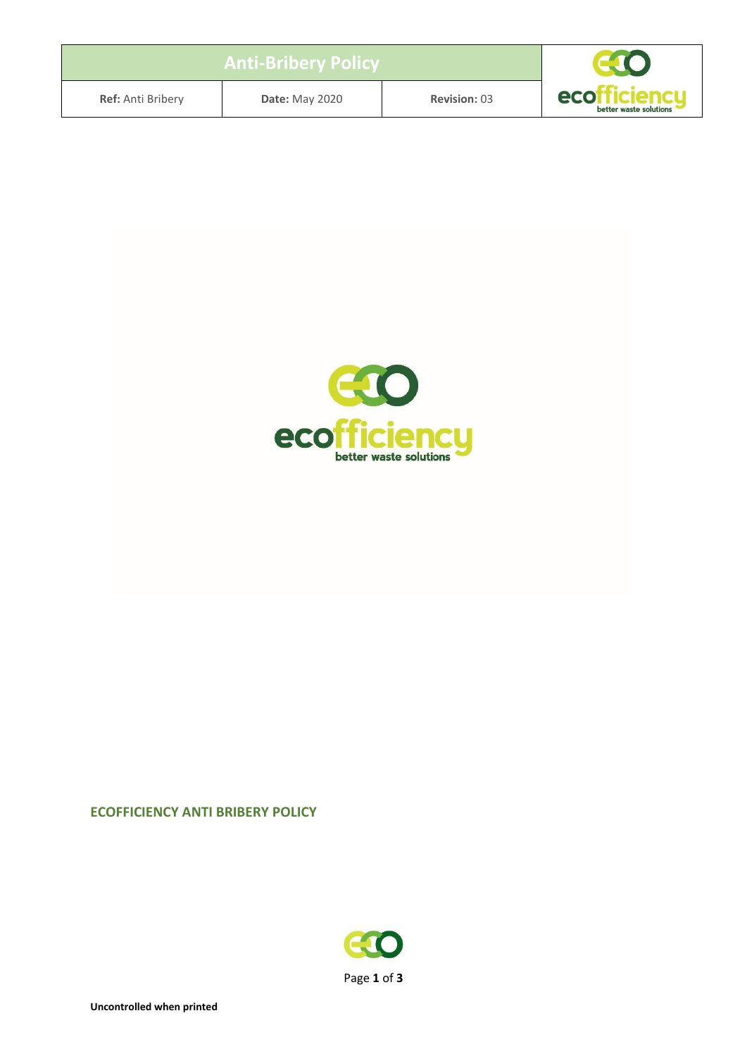| Anti-Bribery Policy | | |
| --- | --- | --- |
| **Ref:** Anti Bribery | **Date:** May 2020 | **Revision:** 03 |

## ECOFFICIENCY ANTI BRIBERY POLICY

**Uncontrolled when printed**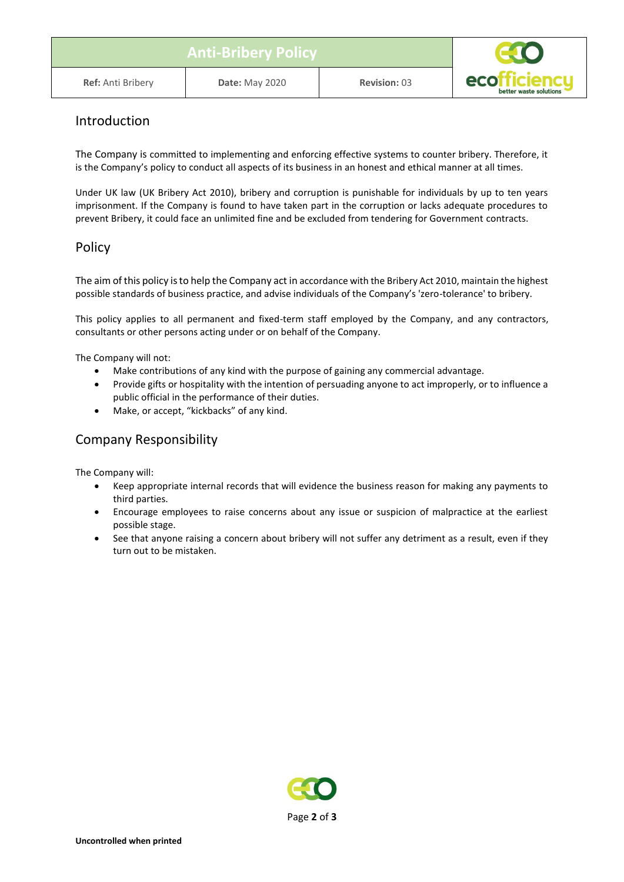## Introduction

The Company is committed to implementing and enforcing effective systems to counter bribery. Therefore, it is the Company's policy to conduct all aspects of its business in an honest and ethical manner at all times.

Under UK law (UK Bribery Act 2010), bribery and corruption is punishable for individuals by up to ten years imprisonment. If the Company is found to have taken part in the corruption or lacks adequate procedures to prevent Bribery, it could face an unlimited fine and be excluded from tendering for Government contracts.

## Policy

The aim of this policy is to help the Company act in accordance with the Bribery Act 2010, maintain the highest possible standards of business practice, and advise individuals of the Company's 'zero-tolerance' to bribery.

This policy applies to all permanent and fixed-term staff employed by the Company, and any contractors, consultants or other persons acting under or on behalf of the Company.

The Company will not:

- Make contributions of any kind with the purpose of gaining any commercial advantage.
- Provide gifts or hospitality with the intention of persuading anyone to act improperly, or to influence a public official in the performance of their duties.
- Make, or accept, "kickbacks" of any kind.

## Company Responsibility

The Company will:

- Keep appropriate internal records that will evidence the business reason for making any payments to third parties.
- Encourage employees to raise concerns about any issue or suspicion of malpractice at the earliest possible stage.
- See that anyone raising a concern about bribery will not suffer any detriment as a result, even if they turn out to be mistaken.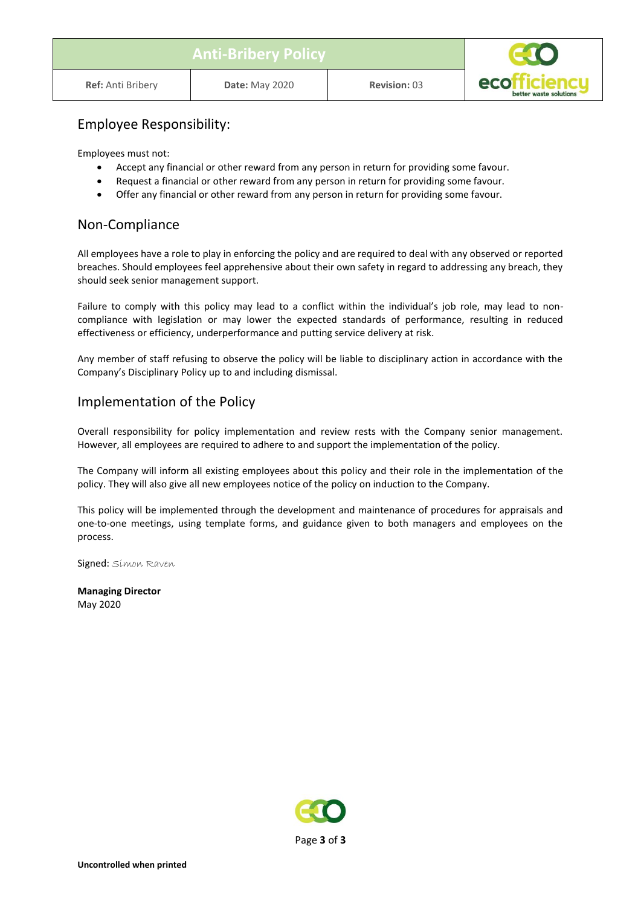## Employee Responsibility:

Employees must not:

- Accept any financial or other reward from any person in return for providing some favour.
- Request a financial or other reward from any person in return for providing some favour.
- Offer any financial or other reward from any person in return for providing some favour.

## Non-Compliance

All employees have a role to play in enforcing the policy and are required to deal with any observed or reported breaches. Should employees feel apprehensive about their own safety in regard to addressing any breach, they should seek senior management support.

Failure to comply with this policy may lead to a conflict within the individual's job role, may lead to non-compliance with legislation or may lower the expected standards of performance, resulting in reduced effectiveness or efficiency, underperformance and putting service delivery at risk.

Any member of staff refusing to observe the policy will be liable to disciplinary action in accordance with the Company's Disciplinary Policy up to and including dismissal.

## Implementation of the Policy

Overall responsibility for policy implementation and review rests with the Company senior management. However, all employees are required to adhere to and support the implementation of the policy.

The Company will inform all existing employees about this policy and their role in the implementation of the policy. They will also give all new employees notice of the policy on induction to the Company.

This policy will be implemented through the development and maintenance of procedures for appraisals and one-to-one meetings, using template forms, and guidance given to both managers and employees on the process.

Signed: Simon Raven

**Managing Director**
May 2020

**Uncontrolled when printed**